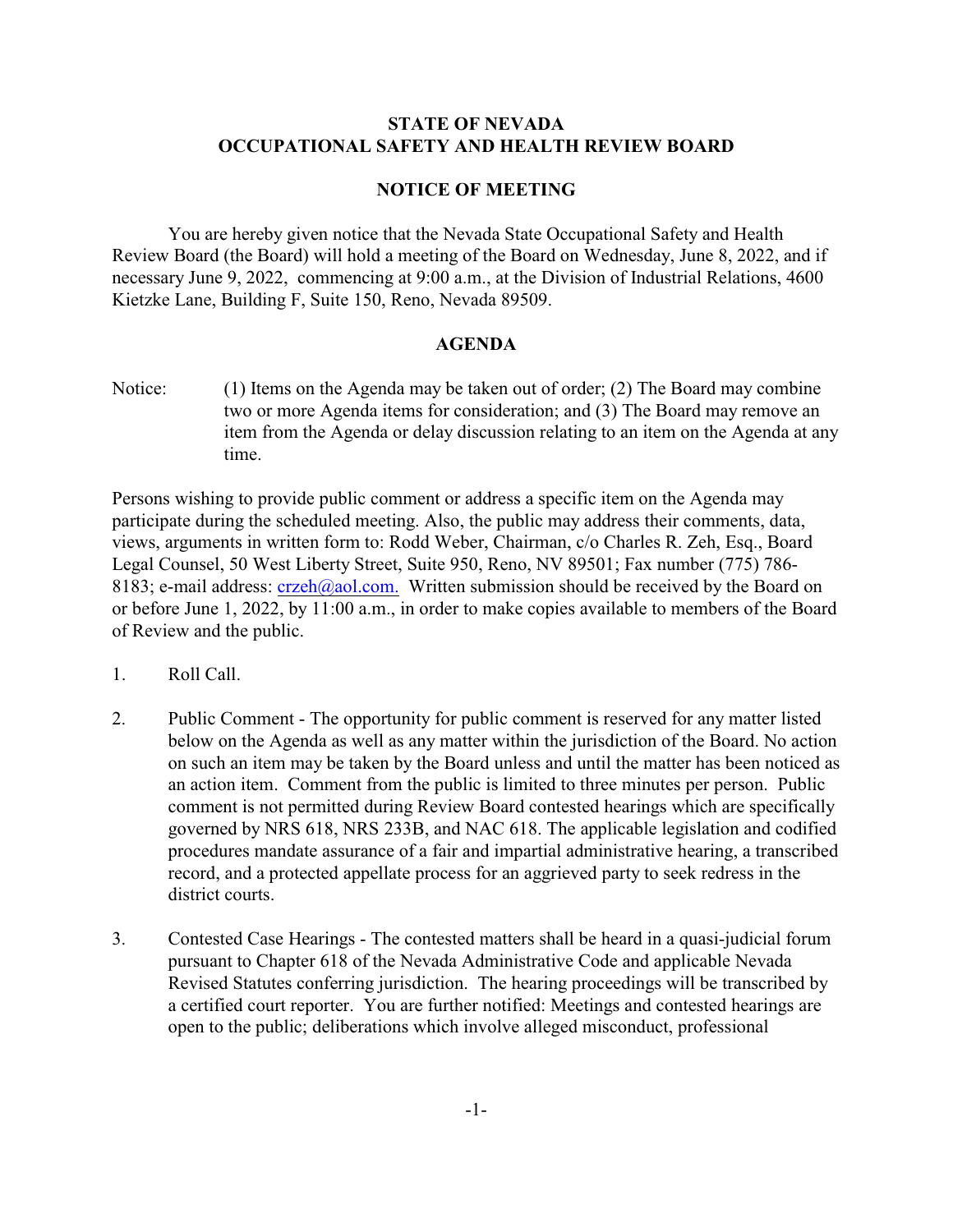# STATE OF NEVADA
# OCCUPATIONAL SAFETY AND HEALTH REVIEW BOARD

## NOTICE OF MEETING

You are hereby given notice that the Nevada State Occupational Safety and Health Review Board (the Board) will hold a meeting of the Board on Wednesday, June 8, 2022, and if necessary June 9, 2022, commencing at 9:00 a.m., at the Division of Industrial Relations, 4600 Kietzke Lane, Building F, Suite 150, Reno, Nevada 89509.

## AGENDA

Notice: (1) Items on the Agenda may be taken out of order; (2) The Board may combine two or more Agenda items for consideration; and (3) The Board may remove an item from the Agenda or delay discussion relating to an item on the Agenda at any time.

Persons wishing to provide public comment or address a specific item on the Agenda may participate during the scheduled meeting. Also, the public may address their comments, data, views, arguments in written form to: Rodd Weber, Chairman, c/o Charles R. Zeh, Esq., Board Legal Counsel, 50 West Liberty Street, Suite 950, Reno, NV 89501; Fax number (775) 786-8183; e-mail address: crzeh@aol.com. Written submission should be received by the Board on or before June 1, 2022, by 11:00 a.m., in order to make copies available to members of the Board of Review and the public.

1. Roll Call.

2. Public Comment - The opportunity for public comment is reserved for any matter listed below on the Agenda as well as any matter within the jurisdiction of the Board. No action on such an item may be taken by the Board unless and until the matter has been noticed as an action item. Comment from the public is limited to three minutes per person. Public comment is not permitted during Review Board contested hearings which are specifically governed by NRS 618, NRS 233B, and NAC 618. The applicable legislation and codified procedures mandate assurance of a fair and impartial administrative hearing, a transcribed record, and a protected appellate process for an aggrieved party to seek redress in the district courts.

3. Contested Case Hearings - The contested matters shall be heard in a quasi-judicial forum pursuant to Chapter 618 of the Nevada Administrative Code and applicable Nevada Revised Statutes conferring jurisdiction. The hearing proceedings will be transcribed by a certified court reporter. You are further notified: Meetings and contested hearings are open to the public; deliberations which involve alleged misconduct, professional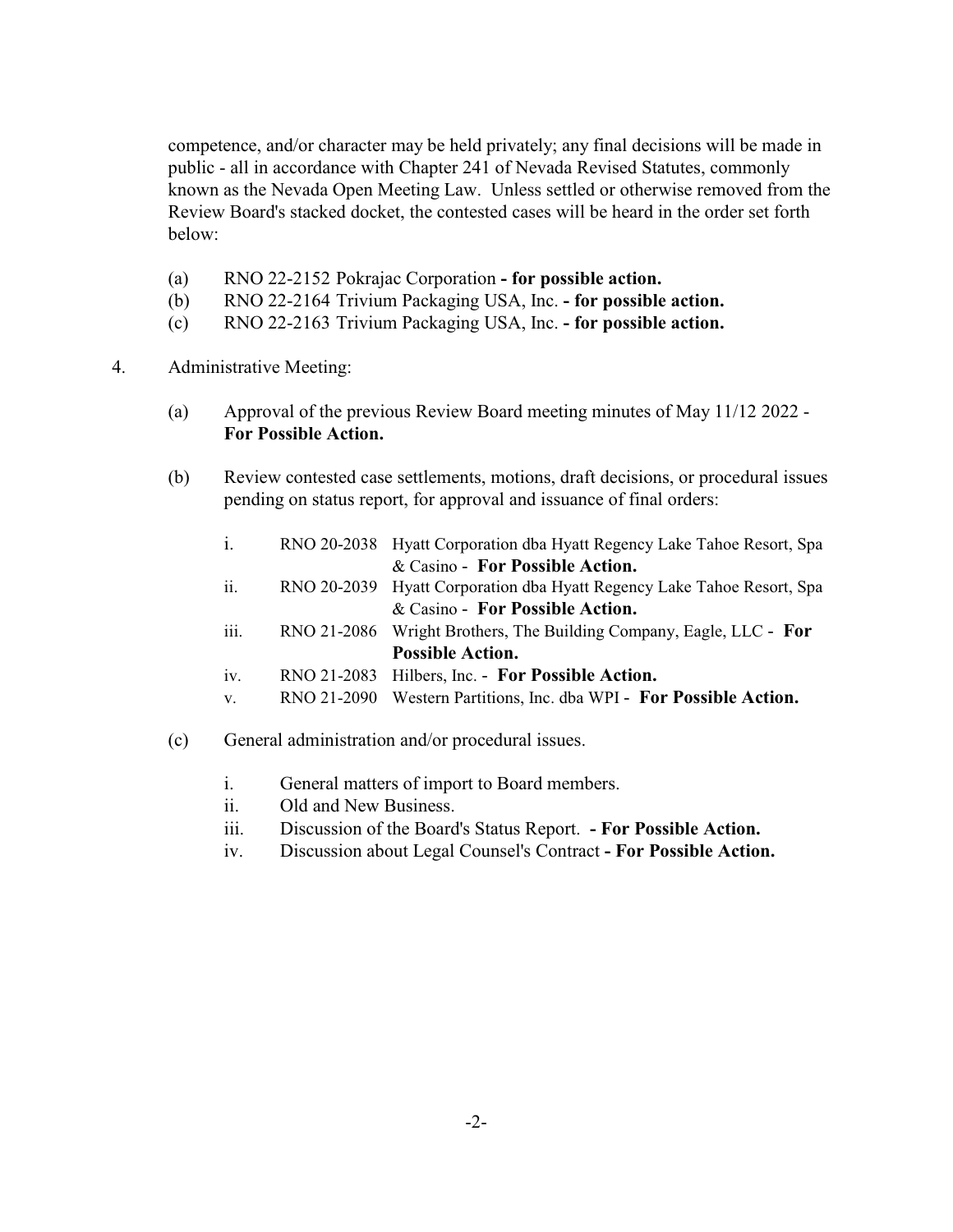competence, and/or character may be held privately; any final decisions will be made in public - all in accordance with Chapter 241 of Nevada Revised Statutes, commonly known as the Nevada Open Meeting Law. Unless settled or otherwise removed from the Review Board's stacked docket, the contested cases will be heard in the order set forth below:

(a) RNO 22-2152 Pokrajac Corporation **- for possible action.**
(b) RNO 22-2164 Trivium Packaging USA, Inc. **- for possible action.**
(c) RNO 22-2163 Trivium Packaging USA, Inc. **- for possible action.**

4. Administrative Meeting:

   (a) Approval of the previous Review Board meeting minutes of May 11/12 2022 - **For Possible Action.**

   (b) Review contested case settlements, motions, draft decisions, or procedural issues pending on status report, for approval and issuance of final orders:

      i. RNO 20-2038 Hyatt Corporation dba Hyatt Regency Lake Tahoe Resort, Spa & Casino - **For Possible Action.**
      ii. RNO 20-2039 Hyatt Corporation dba Hyatt Regency Lake Tahoe Resort, Spa & Casino - **For Possible Action.**
      iii. RNO 21-2086 Wright Brothers, The Building Company, Eagle, LLC - **For Possible Action.**
      iv. RNO 21-2083 Hilbers, Inc. - **For Possible Action.**
      v. RNO 21-2090 Western Partitions, Inc. dba WPI - **For Possible Action.**

   (c) General administration and/or procedural issues.

      i. General matters of import to Board members.
      ii. Old and New Business.
      iii. Discussion of the Board's Status Report. **- For Possible Action.**
      iv. Discussion about Legal Counsel's Contract **- For Possible Action.**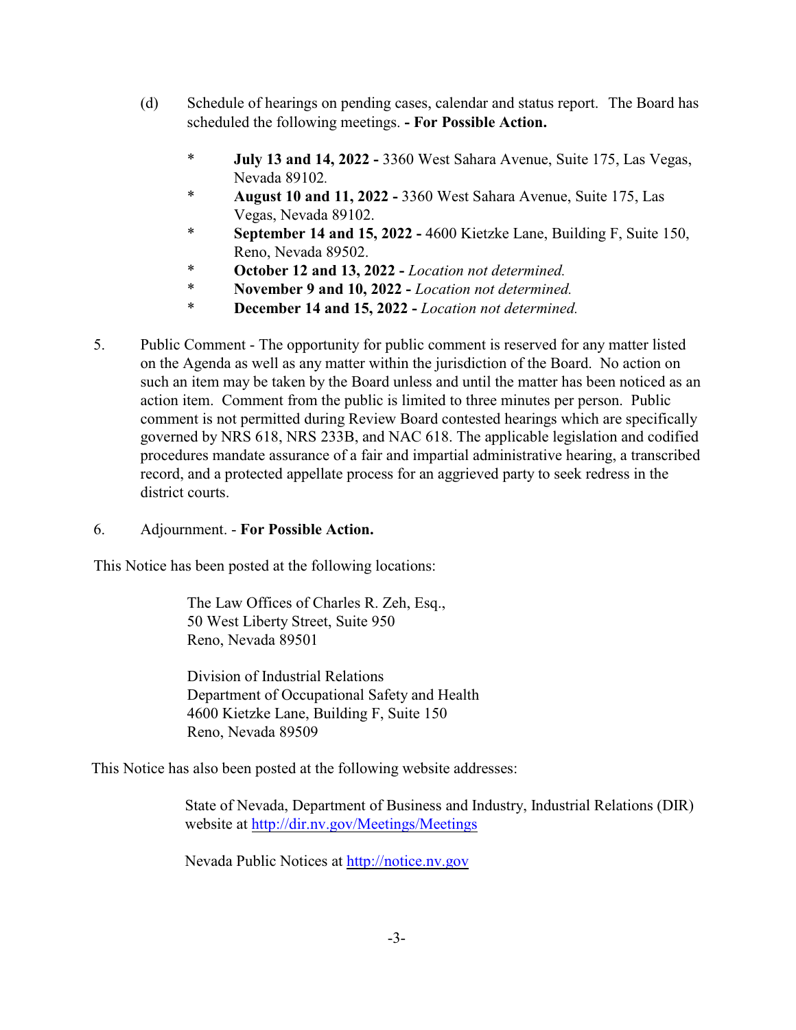(d) Schedule of hearings on pending cases, calendar and status report. The Board has scheduled the following meetings. **- For Possible Action.**

- **July 13 and 14, 2022 -** 3360 West Sahara Avenue, Suite 175, Las Vegas, Nevada 89102.
- **August 10 and 11, 2022 -** 3360 West Sahara Avenue, Suite 175, Las Vegas, Nevada 89102.
- **September 14 and 15, 2022 -** 4600 Kietzke Lane, Building F, Suite 150, Reno, Nevada 89502.
- **October 12 and 13, 2022 -** *Location not determined.*
- **November 9 and 10, 2022 -** *Location not determined.*
- **December 14 and 15, 2022 -** *Location not determined.*

5. Public Comment - The opportunity for public comment is reserved for any matter listed on the Agenda as well as any matter within the jurisdiction of the Board. No action on such an item may be taken by the Board unless and until the matter has been noticed as an action item. Comment from the public is limited to three minutes per person. Public comment is not permitted during Review Board contested hearings which are specifically governed by NRS 618, NRS 233B, and NAC 618. The applicable legislation and codified procedures mandate assurance of a fair and impartial administrative hearing, a transcribed record, and a protected appellate process for an aggrieved party to seek redress in the district courts.

6. Adjournment. - **For Possible Action.**

This Notice has been posted at the following locations:

The Law Offices of Charles R. Zeh, Esq.,
50 West Liberty Street, Suite 950
Reno, Nevada 89501

Division of Industrial Relations
Department of Occupational Safety and Health
4600 Kietzke Lane, Building F, Suite 150
Reno, Nevada 89509

This Notice has also been posted at the following website addresses:

State of Nevada, Department of Business and Industry, Industrial Relations (DIR) website at [http://dir.nv.gov/Meetings/Meetings](http://dir.nv.gov/Meetings/Meetings)

Nevada Public Notices at [http://notice.nv.gov](http://notice.nv.gov)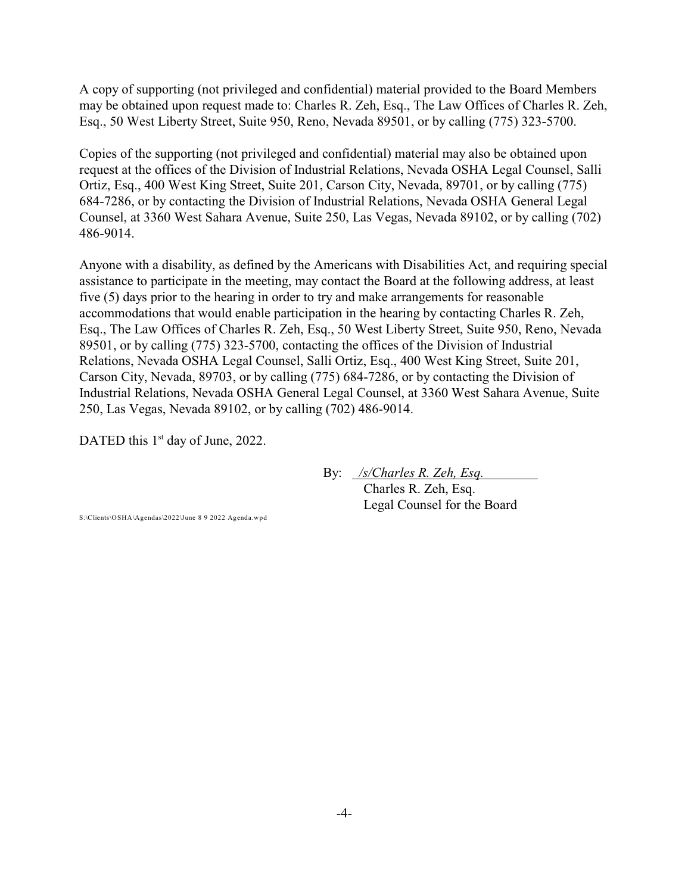A copy of supporting (not privileged and confidential) material provided to the Board Members may be obtained upon request made to: Charles R. Zeh, Esq., The Law Offices of Charles R. Zeh, Esq., 50 West Liberty Street, Suite 950, Reno, Nevada 89501, or by calling (775) 323-5700.

Copies of the supporting (not privileged and confidential) material may also be obtained upon request at the offices of the Division of Industrial Relations, Nevada OSHA Legal Counsel, Salli Ortiz, Esq., 400 West King Street, Suite 201, Carson City, Nevada, 89701, or by calling (775) 684-7286, or by contacting the Division of Industrial Relations, Nevada OSHA General Legal Counsel, at 3360 West Sahara Avenue, Suite 250, Las Vegas, Nevada 89102, or by calling (702) 486-9014.

Anyone with a disability, as defined by the Americans with Disabilities Act, and requiring special assistance to participate in the meeting, may contact the Board at the following address, at least five (5) days prior to the hearing in order to try and make arrangements for reasonable accommodations that would enable participation in the hearing by contacting Charles R. Zeh, Esq., The Law Offices of Charles R. Zeh, Esq., 50 West Liberty Street, Suite 950, Reno, Nevada 89501, or by calling (775) 323-5700, contacting the offices of the Division of Industrial Relations, Nevada OSHA Legal Counsel, Salli Ortiz, Esq., 400 West King Street, Suite 201, Carson City, Nevada, 89703, or by calling (775) 684-7286, or by contacting the Division of Industrial Relations, Nevada OSHA General Legal Counsel, at 3360 West Sahara Avenue, Suite 250, Las Vegas, Nevada 89102, or by calling (702) 486-9014.

DATED this 1st day of June, 2022.

By: */s/Charles R. Zeh, Esq.*
Charles R. Zeh, Esq.
Legal Counsel for the Board

S:\Clients\OSHA\Agendas\2022\June 8 9 2022 Agenda.wpd